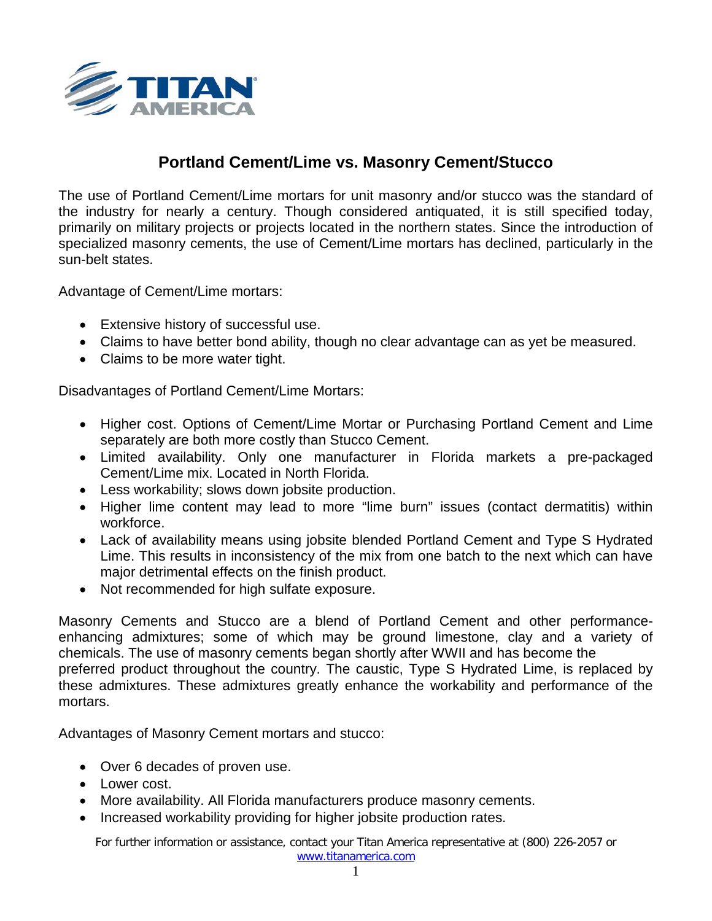TITAN AMERICA

# Portland Cement/Lime vs. Masonry Cement/Stucco

The use of Portland Cement/Lime mortars for unit masonry and/or stucco was the standard of the industry for nearly a century. Though considered antiquated, it is still specified today, primarily on military projects or projects located in the northern states. Since the introduction of specialized masonry cements, the use of Cement/Lime mortars has declined, particularly in the sun-belt states.

Advantage of Cement/Lime mortars:

- Extensive history of successful use.
- Claims to have better bond ability, though no clear advantage can as yet be measured.
- Claims to be more water tight.

Disadvantages of Portland Cement/Lime Mortars:

- Higher cost. Options of Cement/Lime Mortar or Purchasing Portland Cement and Lime separately are both more costly than Stucco Cement.
- Limited availability. Only one manufacturer in Florida markets a pre-packaged Cement/Lime mix. Located in North Florida.
- Less workability; slows down jobsite production.
- Higher lime content may lead to more "lime burn" issues (contact dermatitis) within workforce.
- Lack of availability means using jobsite blended Portland Cement and Type S Hydrated Lime. This results in inconsistency of the mix from one batch to the next which can have major detrimental effects on the finish product.
- Not recommended for high sulfate exposure.

Masonry Cements and Stucco are a blend of Portland Cement and other performance-enhancing admixtures; some of which may be ground limestone, clay and a variety of chemicals. The use of masonry cements began shortly after WWII and has become the preferred product throughout the country. The caustic, Type S Hydrated Lime, is replaced by these admixtures. These admixtures greatly enhance the workability and performance of the mortars.

Advantages of Masonry Cement mortars and stucco:

- Over 6 decades of proven use.
- Lower cost.
- More availability. All Florida manufacturers produce masonry cements.
- Increased workability providing for higher jobsite production rates.

For further information or assistance, contact your Titan America representative at (800) 226-2057 or www.titanamerica.com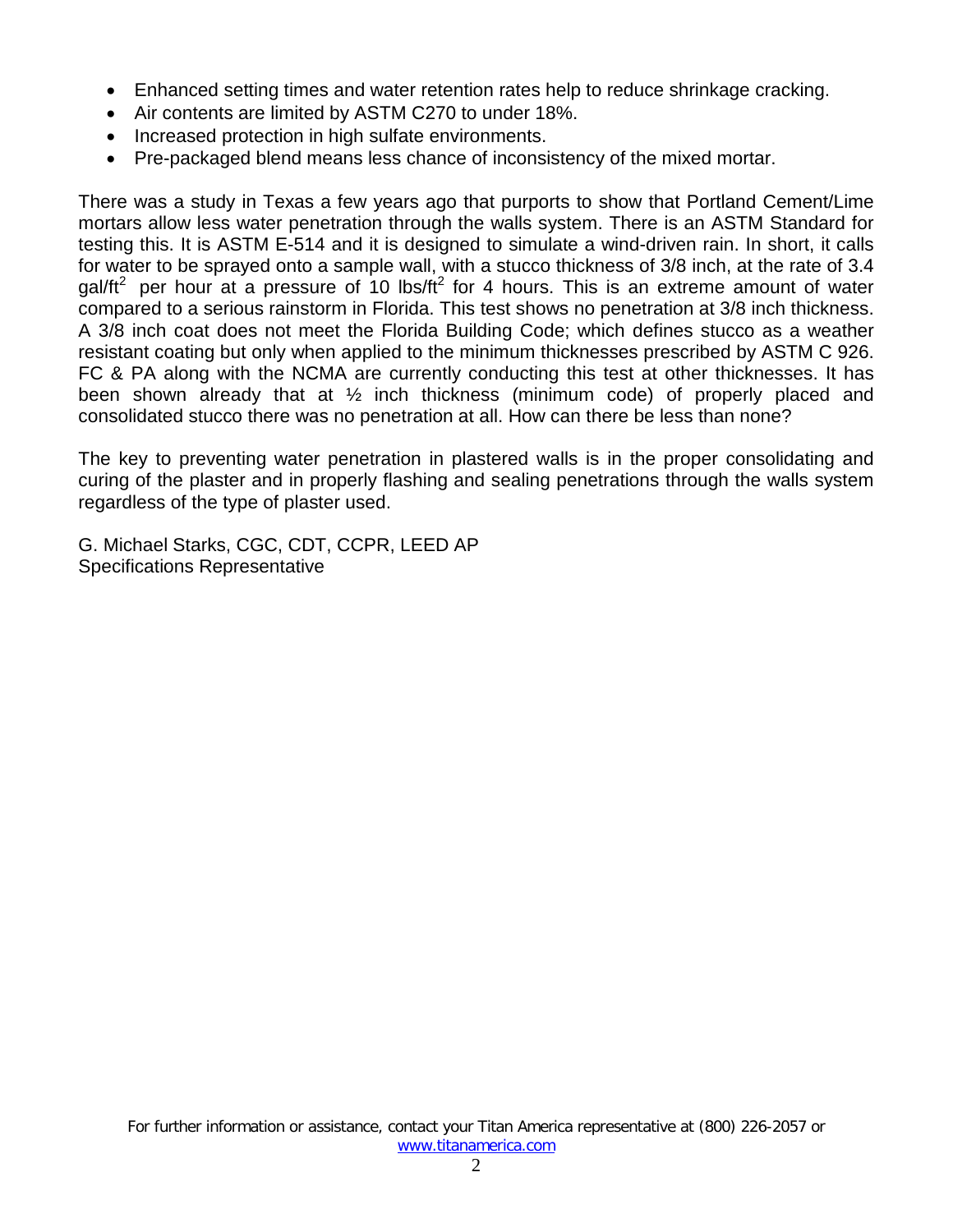- Enhanced setting times and water retention rates help to reduce shrinkage cracking.
- Air contents are limited by ASTM C270 to under 18%.
- Increased protection in high sulfate environments.
- Pre-packaged blend means less chance of inconsistency of the mixed mortar.

There was a study in Texas a few years ago that purports to show that Portland Cement/Lime mortars allow less water penetration through the walls system. There is an ASTM Standard for testing this. It is ASTM E-514 and it is designed to simulate a wind-driven rain. In short, it calls for water to be sprayed onto a sample wall, with a stucco thickness of 3/8 inch, at the rate of 3.4 gal/ft$^2$ per hour at a pressure of 10 lbs/ft$^2$ for 4 hours. This is an extreme amount of water compared to a serious rainstorm in Florida. This test shows no penetration at 3/8 inch thickness. A 3/8 inch coat does not meet the Florida Building Code; which defines stucco as a weather resistant coating but only when applied to the minimum thicknesses prescribed by ASTM C 926. FC & PA along with the NCMA are currently conducting this test at other thicknesses. It has been shown already that at ½ inch thickness (minimum code) of properly placed and consolidated stucco there was no penetration at all. How can there be less than none?

The key to preventing water penetration in plastered walls is in the proper consolidating and curing of the plaster and in properly flashing and sealing penetrations through the walls system regardless of the type of plaster used.

G. Michael Starks, CGC, CDT, CCPR, LEED AP
Specifications Representative

For further information or assistance, contact your Titan America representative at (800) 226-2057 or www.titanamerica.com